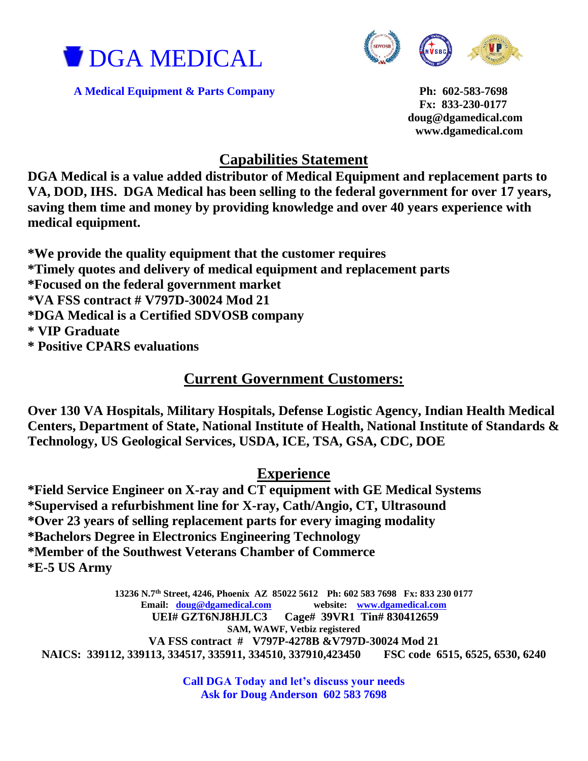# DGA MEDICAL

**A Medical Equipment & Parts Company**

**Ph: 602-583-7698**
**Fx: 833-230-0177**
**doug@dgamedical.com**
**www.dgamedical.com**

## Capabilities Statement

**DGA Medical is a value added distributor of Medical Equipment and replacement parts to VA, DOD, IHS. DGA Medical has been selling to the federal government for over 17 years, saving them time and money by providing knowledge and over 40 years experience with medical equipment.**

**\*We provide the quality equipment that the customer requires**
**\*Timely quotes and delivery of medical equipment and replacement parts**
**\*Focused on the federal government market**
**\*VA FSS contract # V797D-30024 Mod 21**
**\*DGA Medical is a Certified SDVOSB company**
**\* VIP Graduate**
**\* Positive CPARS evaluations**

## Current Government Customers:

**Over 130 VA Hospitals, Military Hospitals, Defense Logistic Agency, Indian Health Medical Centers, Department of State, National Institute of Health, National Institute of Standards & Technology, US Geological Services, USDA, ICE, TSA, GSA, CDC, DOE**

## Experience

**\*Field Service Engineer on X-ray and CT equipment with GE Medical Systems**
**\*Supervised a refurbishment line for X-ray, Cath/Angio, CT, Ultrasound**
**\*Over 23 years of selling replacement parts for every imaging modality**
**\*Bachelors Degree in Electronics Engineering Technology**
**\*Member of the Southwest Veterans Chamber of Commerce**
**\*E-5 US Army**

**13236 N.7th Street, 4246, Phoenix AZ 85022 5612 Ph: 602 583 7698 Fx: 833 230 0177**
**Email: doug@dgamedical.com website: www.dgamedical.com**
**UEI# GZT6NJ8HJLC3 Cage# 39VR1 Tin# 830412659**
**SAM, WAWF, Vetbiz registered**
**VA FSS contract # V797P-4278B &V797D-30024 Mod 21**
**NAICS: 339112, 339113, 334517, 335911, 334510, 337910,423450 FSC code 6515, 6525, 6530, 6240**

**Call DGA Today and let's discuss your needs**
**Ask for Doug Anderson 602 583 7698**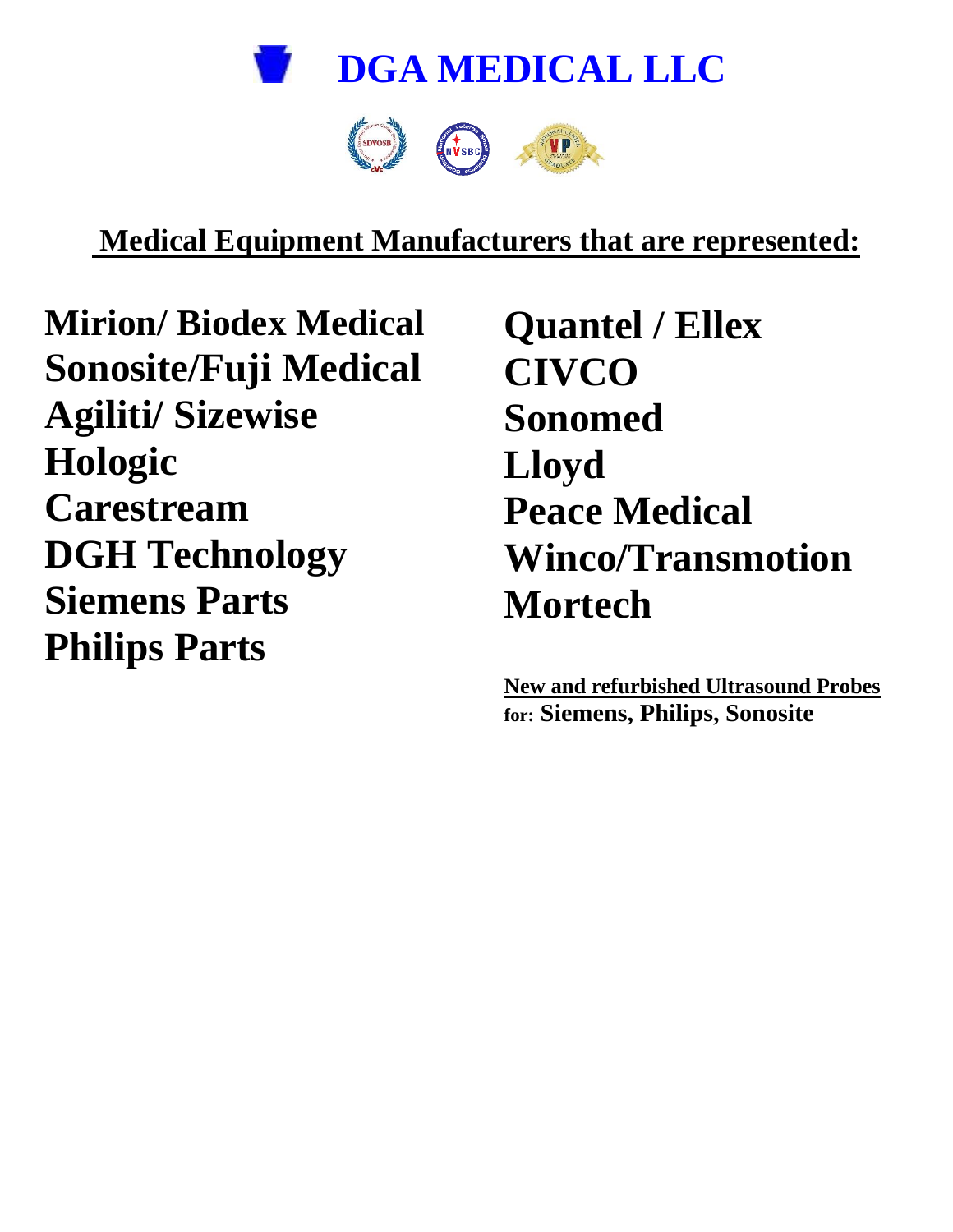# DGA MEDICAL LLC

**Medical Equipment Manufacturers that are represented:**

**Mirion/ Biodex Medical**
**Sonosite/Fuji Medical**
**Agiliti/ Sizewise**
**Hologic**
**Carestream**
**DGH Technology**
**Siemens Parts**
**Philips Parts**

**Quantel / Ellex**
**CIVCO**
**Sonomed**
**Lloyd**
**Peace Medical**
**Winco/Transmotion**
**Mortech**

**New and refurbished Ultrasound Probes**
**for: Siemens, Philips, Sonosite**